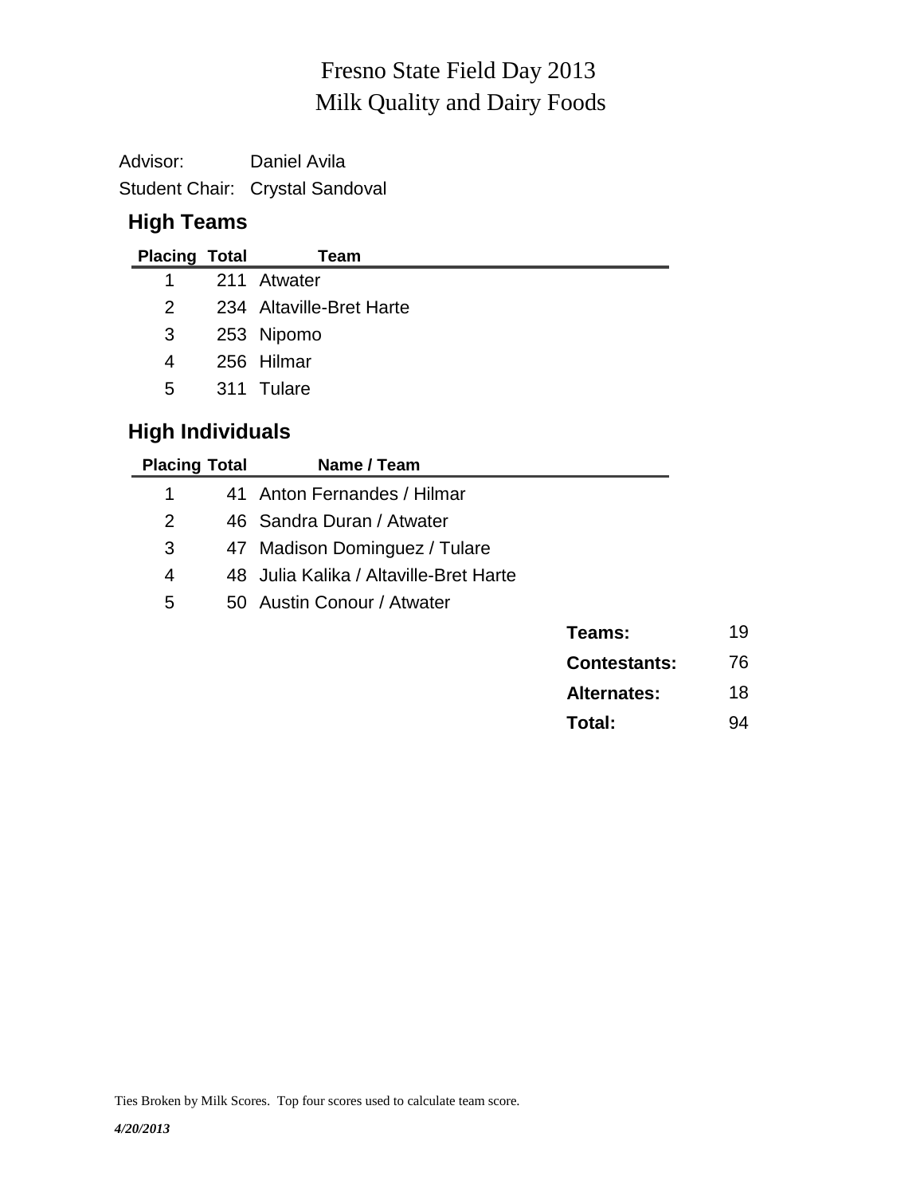# Fresno State Field Day 2013
## Milk Quality and Dairy Foods

Advisor: Daniel Avila

Student Chair: Crystal Sandoval

### High Teams

| Placing | Total | Team |
|---|---|---|
| 1 | 211 | Atwater |
| 2 | 234 | Altaville-Bret Harte |
| 3 | 253 | Nipomo |
| 4 | 256 | Hilmar |
| 5 | 311 | Tulare |

### High Individuals

| Placing | Total | Name / Team |
|---|---|---|
| 1 | 41 | Anton Fernandes / Hilmar |
| 2 | 46 | Sandra Duran / Atwater |
| 3 | 47 | Madison Dominguez / Tulare |
| 4 | 48 | Julia Kalika / Altaville-Bret Harte |
| 5 | 50 | Austin Conour / Atwater |

| | |
|---|---|
| **Teams:** | 19 |
| **Contestants:** | 76 |
| **Alternates:** | 18 |
| **Total:** | 94 |

Ties Broken by Milk Scores. Top four scores used to calculate team score.

*4/20/2013*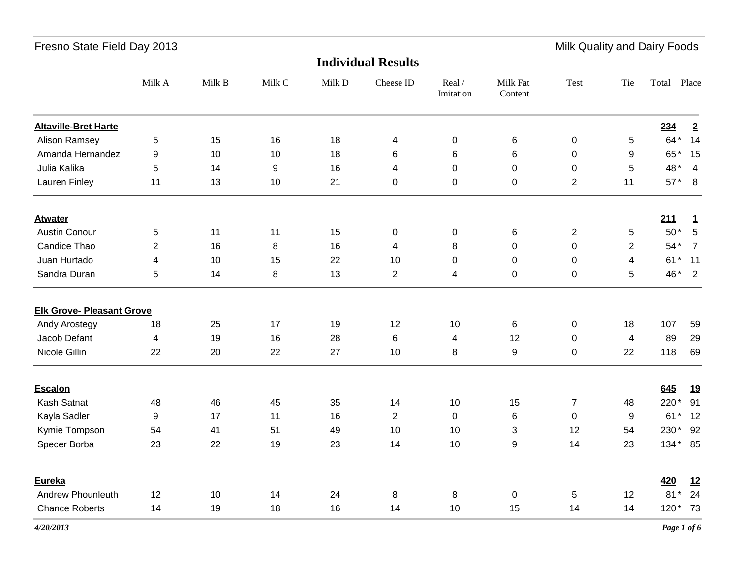Fresno State Field Day 2013 — Milk Quality and Dairy Foods

# Individual Results

| | Milk A | Milk B | Milk C | Milk D | Cheese ID | Real / Imitation | Milk Fat Content | Test | Tie | Total | Place |
|---|---|---|---|---|---|---|---|---|---|---|---|
| **Altaville-Bret Harte** | | | | | | | | | | **234** | **2** |
| Alison Ramsey | 5 | 15 | 16 | 18 | 4 | 0 | 6 | 0 | 5 | 64 * | 14 |
| Amanda Hernandez | 9 | 10 | 10 | 18 | 6 | 6 | 6 | 0 | 9 | 65 * | 15 |
| Julia Kalika | 5 | 14 | 9 | 16 | 4 | 0 | 0 | 0 | 5 | 48 * | 4 |
| Lauren Finley | 11 | 13 | 10 | 21 | 0 | 0 | 0 | 2 | 11 | 57 * | 8 |
| **Atwater** | | | | | | | | | | **211** | **1** |
| Austin Conour | 5 | 11 | 11 | 15 | 0 | 0 | 6 | 2 | 5 | 50 * | 5 |
| Candice Thao | 2 | 16 | 8 | 16 | 4 | 8 | 0 | 0 | 2 | 54 * | 7 |
| Juan Hurtado | 4 | 10 | 15 | 22 | 10 | 0 | 0 | 0 | 4 | 61 * | 11 |
| Sandra Duran | 5 | 14 | 8 | 13 | 2 | 4 | 0 | 0 | 5 | 46 * | 2 |
| **Elk Grove- Pleasant Grove** | | | | | | | | | | | |
| Andy Arostegy | 18 | 25 | 17 | 19 | 12 | 10 | 6 | 0 | 18 | 107 | 59 |
| Jacob Defant | 4 | 19 | 16 | 28 | 6 | 4 | 12 | 0 | 4 | 89 | 29 |
| Nicole Gillin | 22 | 20 | 22 | 27 | 10 | 8 | 9 | 0 | 22 | 118 | 69 |
| **Escalon** | | | | | | | | | | **645** | **19** |
| Kash Satnat | 48 | 46 | 45 | 35 | 14 | 10 | 15 | 7 | 48 | 220 * | 91 |
| Kayla Sadler | 9 | 17 | 11 | 16 | 2 | 0 | 6 | 0 | 9 | 61 * | 12 |
| Kymie Tompson | 54 | 41 | 51 | 49 | 10 | 10 | 3 | 12 | 54 | 230 * | 92 |
| Specer Borba | 23 | 22 | 19 | 23 | 14 | 10 | 9 | 14 | 23 | 134 * | 85 |
| **Eureka** | | | | | | | | | | **420** | **12** |
| Andrew Phounleuth | 12 | 10 | 14 | 24 | 8 | 8 | 0 | 5 | 12 | 81 * | 24 |
| Chance Roberts | 14 | 19 | 18 | 16 | 14 | 10 | 15 | 14 | 14 | 120 * | 73 |

*4/20/2013*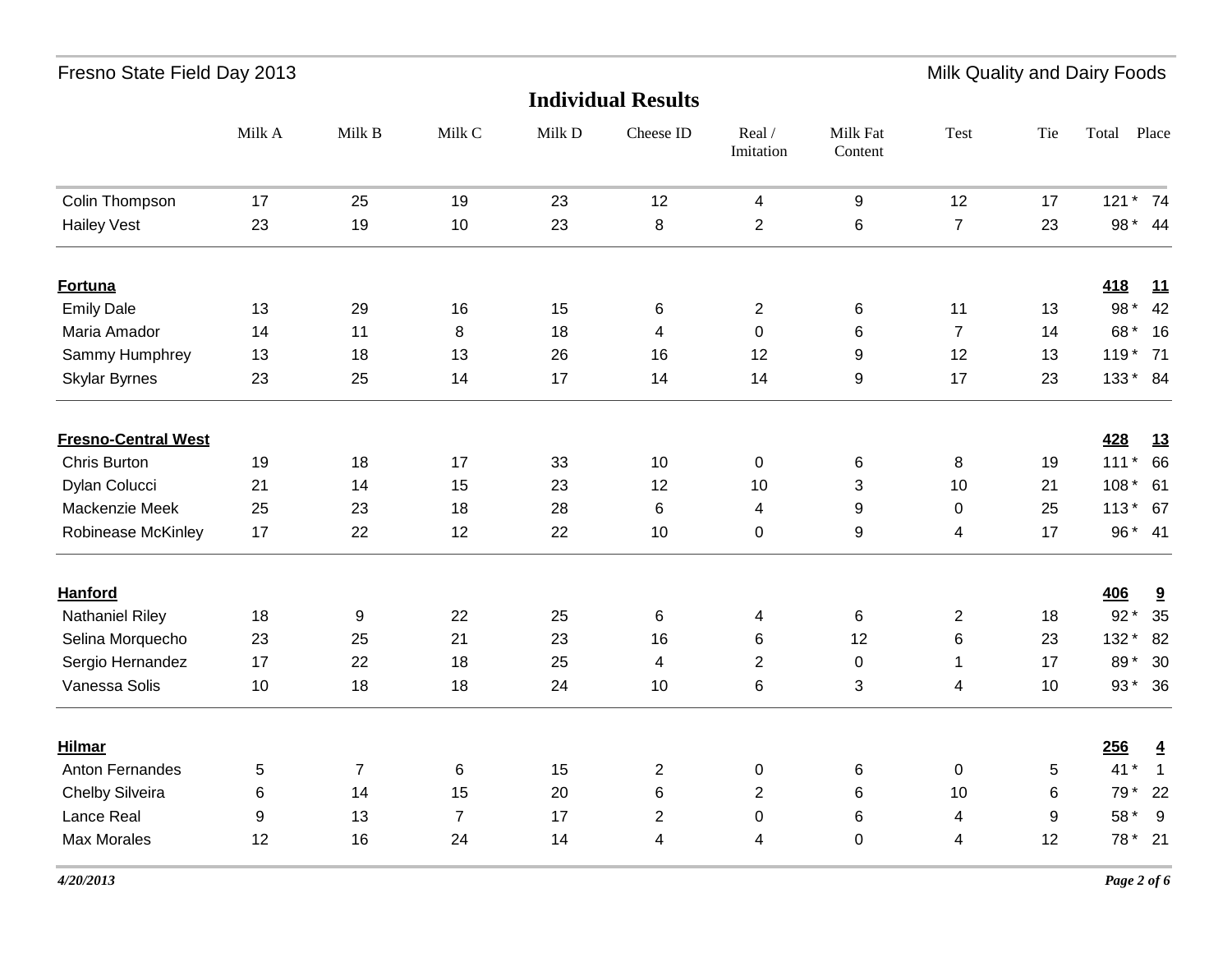## Individual Results

| | Milk A | Milk B | Milk C | Milk D | Cheese ID | Real / Imitation | Milk Fat Content | Test | Tie | Total | Place |
|---|---|---|---|---|---|---|---|---|---|---|---|
| Colin Thompson | 17 | 25 | 19 | 23 | 12 | 4 | 9 | 12 | 17 | 121 * | 74 |
| Hailey Vest | 23 | 19 | 10 | 23 | 8 | 2 | 6 | 7 | 23 | 98 * | 44 |
| **Fortuna** | | | | | | | | | | **418** | **11** |
| Emily Dale | 13 | 29 | 16 | 15 | 6 | 2 | 6 | 11 | 13 | 98 * | 42 |
| Maria Amador | 14 | 11 | 8 | 18 | 4 | 0 | 6 | 7 | 14 | 68 * | 16 |
| Sammy Humphrey | 13 | 18 | 13 | 26 | 16 | 12 | 9 | 12 | 13 | 119 * | 71 |
| Skylar Byrnes | 23 | 25 | 14 | 17 | 14 | 14 | 9 | 17 | 23 | 133 * | 84 |
| **Fresno-Central West** | | | | | | | | | | **428** | **13** |
| Chris Burton | 19 | 18 | 17 | 33 | 10 | 0 | 6 | 8 | 19 | 111 * | 66 |
| Dylan Colucci | 21 | 14 | 15 | 23 | 12 | 10 | 3 | 10 | 21 | 108 * | 61 |
| Mackenzie Meek | 25 | 23 | 18 | 28 | 6 | 4 | 9 | 0 | 25 | 113 * | 67 |
| Robinease McKinley | 17 | 22 | 12 | 22 | 10 | 0 | 9 | 4 | 17 | 96 * | 41 |
| **Hanford** | | | | | | | | | | **406** | **9** |
| Nathaniel Riley | 18 | 9 | 22 | 25 | 6 | 4 | 6 | 2 | 18 | 92 * | 35 |
| Selina Morquecho | 23 | 25 | 21 | 23 | 16 | 6 | 12 | 6 | 23 | 132 * | 82 |
| Sergio Hernandez | 17 | 22 | 18 | 25 | 4 | 2 | 0 | 1 | 17 | 89 * | 30 |
| Vanessa Solis | 10 | 18 | 18 | 24 | 10 | 6 | 3 | 4 | 10 | 93 * | 36 |
| **Hilmar** | | | | | | | | | | **256** | **4** |
| Anton Fernandes | 5 | 7 | 6 | 15 | 2 | 0 | 6 | 0 | 5 | 41 * | 1 |
| Chelby Silveira | 6 | 14 | 15 | 20 | 6 | 2 | 6 | 10 | 6 | 79 * | 22 |
| Lance Real | 9 | 13 | 7 | 17 | 2 | 0 | 6 | 4 | 9 | 58 * | 9 |
| Max Morales | 12 | 16 | 24 | 14 | 4 | 4 | 0 | 4 | 12 | 78 * | 21 |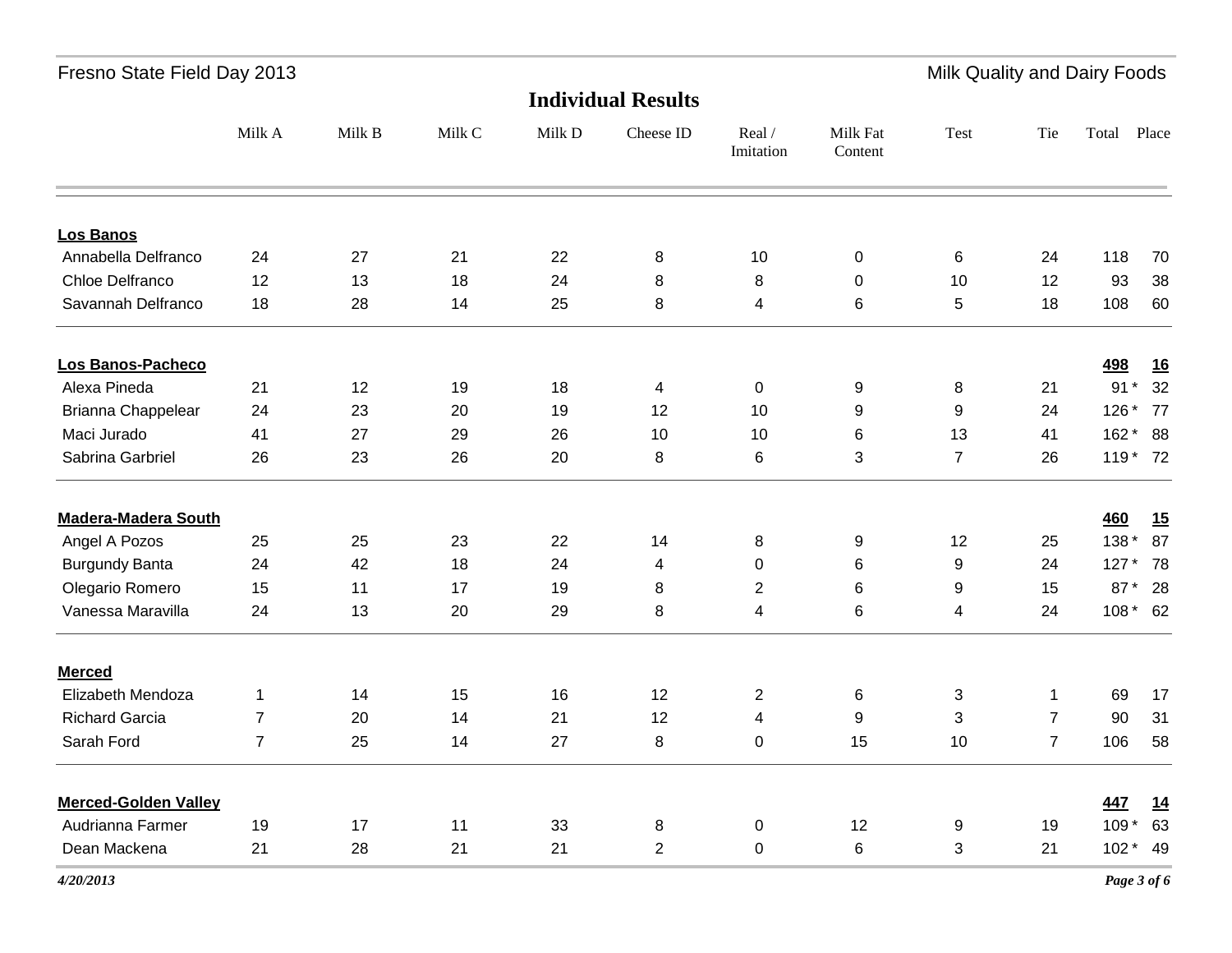## Individual Results

| | Milk A | Milk B | Milk C | Milk D | Cheese ID | Real / Imitation | Milk Fat Content | Test | Tie | Total | Place |
|---|---|---|---|---|---|---|---|---|---|---|---|
| **Los Banos** | | | | | | | | | | | |
| Annabella Delfranco | 24 | 27 | 21 | 22 | 8 | 10 | 0 | 6 | 24 | 118 | 70 |
| Chloe Delfranco | 12 | 13 | 18 | 24 | 8 | 8 | 0 | 10 | 12 | 93 | 38 |
| Savannah Delfranco | 18 | 28 | 14 | 25 | 8 | 4 | 6 | 5 | 18 | 108 | 60 |
| **Los Banos-Pacheco** | | | | | | | | | | **498** | **16** |
| Alexa Pineda | 21 | 12 | 19 | 18 | 4 | 0 | 9 | 8 | 21 | 91 * | 32 |
| Brianna Chappelear | 24 | 23 | 20 | 19 | 12 | 10 | 9 | 9 | 24 | 126 * | 77 |
| Maci Jurado | 41 | 27 | 29 | 26 | 10 | 10 | 6 | 13 | 41 | 162 * | 88 |
| Sabrina Garbriel | 26 | 23 | 26 | 20 | 8 | 6 | 3 | 7 | 26 | 119 * | 72 |
| **Madera-Madera South** | | | | | | | | | | **460** | **15** |
| Angel A Pozos | 25 | 25 | 23 | 22 | 14 | 8 | 9 | 12 | 25 | 138 * | 87 |
| Burgundy Banta | 24 | 42 | 18 | 24 | 4 | 0 | 6 | 9 | 24 | 127 * | 78 |
| Olegario Romero | 15 | 11 | 17 | 19 | 8 | 2 | 6 | 9 | 15 | 87 * | 28 |
| Vanessa Maravilla | 24 | 13 | 20 | 29 | 8 | 4 | 6 | 4 | 24 | 108 * | 62 |
| **Merced** | | | | | | | | | | | |
| Elizabeth Mendoza | 1 | 14 | 15 | 16 | 12 | 2 | 6 | 3 | 1 | 69 | 17 |
| Richard Garcia | 7 | 20 | 14 | 21 | 12 | 4 | 9 | 3 | 7 | 90 | 31 |
| Sarah Ford | 7 | 25 | 14 | 27 | 8 | 0 | 15 | 10 | 7 | 106 | 58 |
| **Merced-Golden Valley** | | | | | | | | | | **447** | **14** |
| Audrianna Farmer | 19 | 17 | 11 | 33 | 8 | 0 | 12 | 9 | 19 | 109 * | 63 |
| Dean Mackena | 21 | 28 | 21 | 21 | 2 | 0 | 6 | 3 | 21 | 102 * | 49 |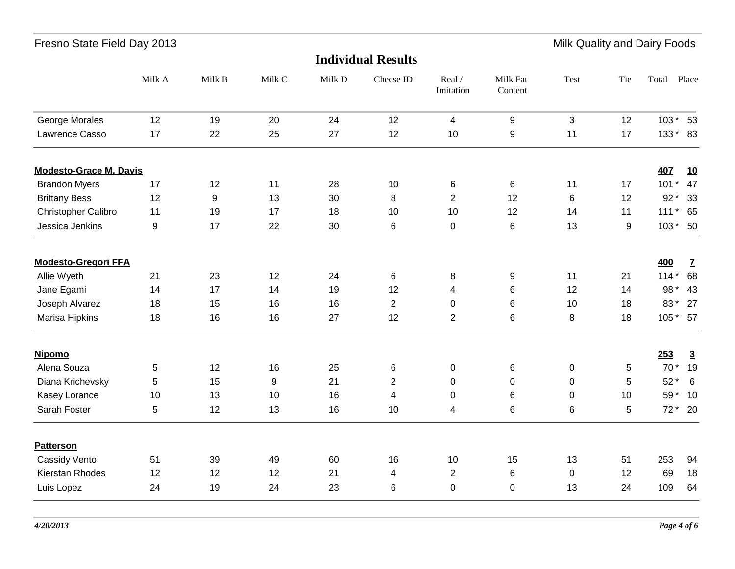Fresno State Field Day 2013 — Milk Quality and Dairy Foods

## Individual Results

| | Milk A | Milk B | Milk C | Milk D | Cheese ID | Real / Imitation | Milk Fat Content | Test | Tie | Total | Place |
|---|---|---|---|---|---|---|---|---|---|---|---|
| George Morales | 12 | 19 | 20 | 24 | 12 | 4 | 9 | 3 | 12 | 103 * | 53 |
| Lawrence Casso | 17 | 22 | 25 | 27 | 12 | 10 | 9 | 11 | 17 | 133 * | 83 |
| **Modesto-Grace M. Davis** | | | | | | | | | | **407** | **10** |
| Brandon Myers | 17 | 12 | 11 | 28 | 10 | 6 | 6 | 11 | 17 | 101 * | 47 |
| Brittany Bess | 12 | 9 | 13 | 30 | 8 | 2 | 12 | 6 | 12 | 92 * | 33 |
| Christopher Calibro | 11 | 19 | 17 | 18 | 10 | 10 | 12 | 14 | 11 | 111 * | 65 |
| Jessica Jenkins | 9 | 17 | 22 | 30 | 6 | 0 | 6 | 13 | 9 | 103 * | 50 |
| **Modesto-Gregori FFA** | | | | | | | | | | **400** | **7** |
| Allie Wyeth | 21 | 23 | 12 | 24 | 6 | 8 | 9 | 11 | 21 | 114 * | 68 |
| Jane Egami | 14 | 17 | 14 | 19 | 12 | 4 | 6 | 12 | 14 | 98 * | 43 |
| Joseph Alvarez | 18 | 15 | 16 | 16 | 2 | 0 | 6 | 10 | 18 | 83 * | 27 |
| Marisa Hipkins | 18 | 16 | 16 | 27 | 12 | 2 | 6 | 8 | 18 | 105 * | 57 |
| **Nipomo** | | | | | | | | | | **253** | **3** |
| Alena Souza | 5 | 12 | 16 | 25 | 6 | 0 | 6 | 0 | 5 | 70 * | 19 |
| Diana Krichevsky | 5 | 15 | 9 | 21 | 2 | 0 | 0 | 0 | 5 | 52 * | 6 |
| Kasey Lorance | 10 | 13 | 10 | 16 | 4 | 0 | 6 | 0 | 10 | 59 * | 10 |
| Sarah Foster | 5 | 12 | 13 | 16 | 10 | 4 | 6 | 6 | 5 | 72 * | 20 |
| **Patterson** | | | | | | | | | | | |
| Cassidy Vento | 51 | 39 | 49 | 60 | 16 | 10 | 15 | 13 | 51 | 253 | 94 |
| Kierstan Rhodes | 12 | 12 | 12 | 21 | 4 | 2 | 6 | 0 | 12 | 69 | 18 |
| Luis Lopez | 24 | 19 | 24 | 23 | 6 | 0 | 0 | 13 | 24 | 109 | 64 |

*4/20/2013*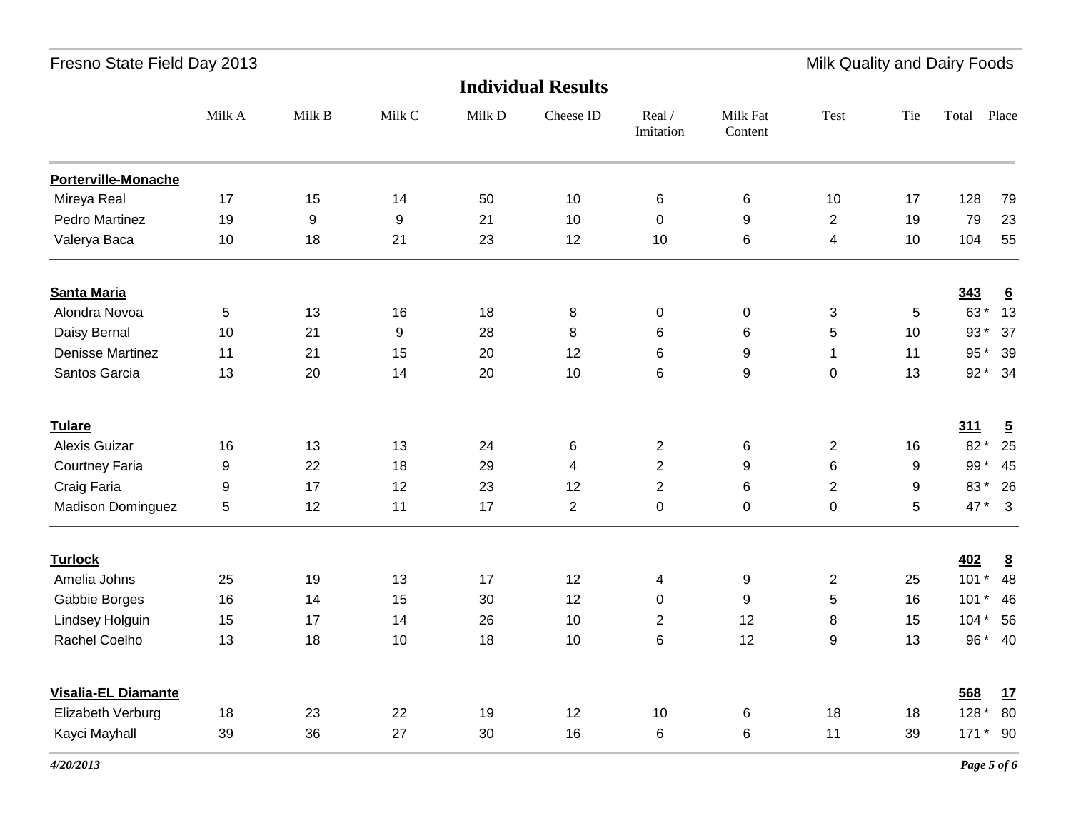Fresno State Field Day 2013 — Milk Quality and Dairy Foods

## Individual Results

| | Milk A | Milk B | Milk C | Milk D | Cheese ID | Real / Imitation | Milk Fat Content | Test | Tie | Total | Place |
|---|---|---|---|---|---|---|---|---|---|---|---|
| **Porterville-Monache** | | | | | | | | | | | |
| Mireya Real | 17 | 15 | 14 | 50 | 10 | 6 | 6 | 10 | 17 | 128 | 79 |
| Pedro Martinez | 19 | 9 | 9 | 21 | 10 | 0 | 9 | 2 | 19 | 79 | 23 |
| Valerya Baca | 10 | 18 | 21 | 23 | 12 | 10 | 6 | 4 | 10 | 104 | 55 |
| **Santa Maria** | | | | | | | | | | **343** | **6** |
| Alondra Novoa | 5 | 13 | 16 | 18 | 8 | 0 | 0 | 3 | 5 | 63 * | 13 |
| Daisy Bernal | 10 | 21 | 9 | 28 | 8 | 6 | 6 | 5 | 10 | 93 * | 37 |
| Denisse Martinez | 11 | 21 | 15 | 20 | 12 | 6 | 9 | 1 | 11 | 95 * | 39 |
| Santos Garcia | 13 | 20 | 14 | 20 | 10 | 6 | 9 | 0 | 13 | 92 * | 34 |
| **Tulare** | | | | | | | | | | **311** | **5** |
| Alexis Guizar | 16 | 13 | 13 | 24 | 6 | 2 | 6 | 2 | 16 | 82 * | 25 |
| Courtney Faria | 9 | 22 | 18 | 29 | 4 | 2 | 9 | 6 | 9 | 99 * | 45 |
| Craig Faria | 9 | 17 | 12 | 23 | 12 | 2 | 6 | 2 | 9 | 83 * | 26 |
| Madison Dominguez | 5 | 12 | 11 | 17 | 2 | 0 | 0 | 0 | 5 | 47 * | 3 |
| **Turlock** | | | | | | | | | | **402** | **8** |
| Amelia Johns | 25 | 19 | 13 | 17 | 12 | 4 | 9 | 2 | 25 | 101 * | 48 |
| Gabbie Borges | 16 | 14 | 15 | 30 | 12 | 0 | 9 | 5 | 16 | 101 * | 46 |
| Lindsey Holguin | 15 | 17 | 14 | 26 | 10 | 2 | 12 | 8 | 15 | 104 * | 56 |
| Rachel Coelho | 13 | 18 | 10 | 18 | 10 | 6 | 12 | 9 | 13 | 96 * | 40 |
| **Visalia-EL Diamante** | | | | | | | | | | **568** | **17** |
| Elizabeth Verburg | 18 | 23 | 22 | 19 | 12 | 10 | 6 | 18 | 18 | 128 * | 80 |
| Kayci Mayhall | 39 | 36 | 27 | 30 | 16 | 6 | 6 | 11 | 39 | 171 * | 90 |

*4/20/2013*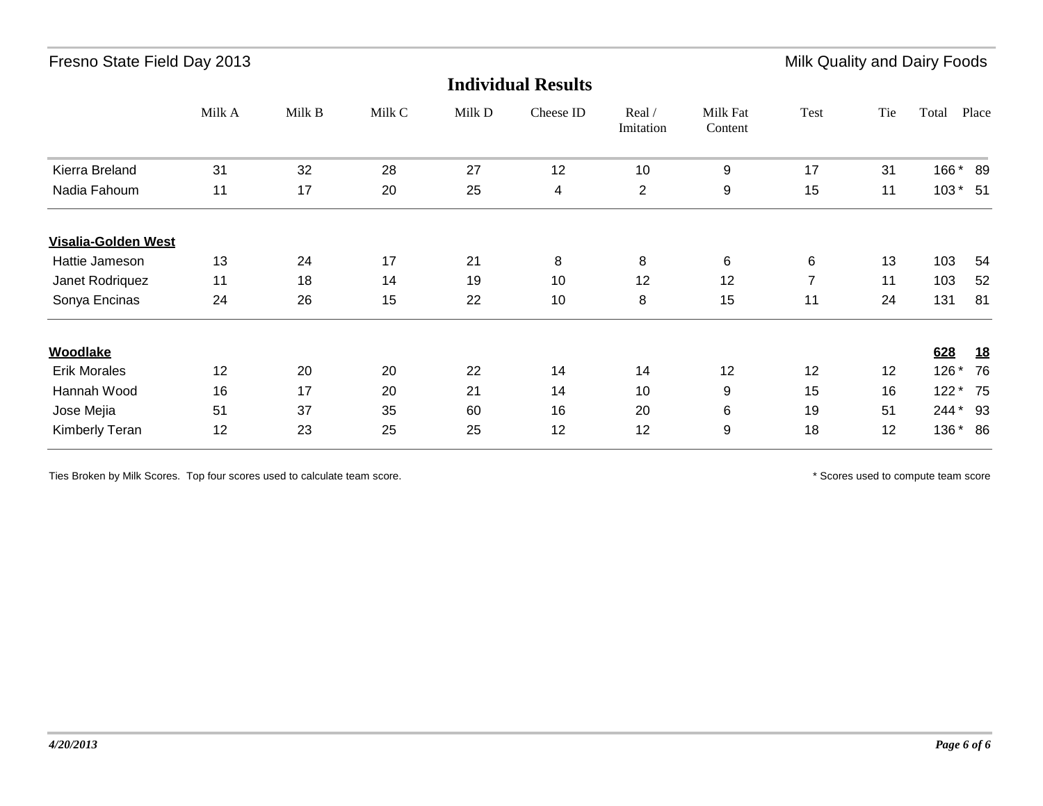## Individual Results

Milk Quality and Dairy Foods

| | Milk A | Milk B | Milk C | Milk D | Cheese ID | Real / Imitation | Milk Fat Content | Test | Tie | Total | Place |
|---|---|---|---|---|---|---|---|---|---|---|---|
| Kierra Breland | 31 | 32 | 28 | 27 | 12 | 10 | 9 | 17 | 31 | 166 * | 89 |
| Nadia Fahoum | 11 | 17 | 20 | 25 | 4 | 2 | 9 | 15 | 11 | 103 * | 51 |
| **Visalia-Golden West** | | | | | | | | | | | |
| Hattie Jameson | 13 | 24 | 17 | 21 | 8 | 8 | 6 | 6 | 13 | 103 | 54 |
| Janet Rodriquez | 11 | 18 | 14 | 19 | 10 | 12 | 12 | 7 | 11 | 103 | 52 |
| Sonya Encinas | 24 | 26 | 15 | 22 | 10 | 8 | 15 | 11 | 24 | 131 | 81 |
| **Woodlake** | | | | | | | | | | **628** | **18** |
| Erik Morales | 12 | 20 | 20 | 22 | 14 | 14 | 12 | 12 | 12 | 126 * | 76 |
| Hannah Wood | 16 | 17 | 20 | 21 | 14 | 10 | 9 | 15 | 16 | 122 * | 75 |
| Jose Mejia | 51 | 37 | 35 | 60 | 16 | 20 | 6 | 19 | 51 | 244 * | 93 |
| Kimberly Teran | 12 | 23 | 25 | 25 | 12 | 12 | 9 | 18 | 12 | 136 * | 86 |

Ties Broken by Milk Scores. Top four scores used to calculate team score.

* Scores used to compute team score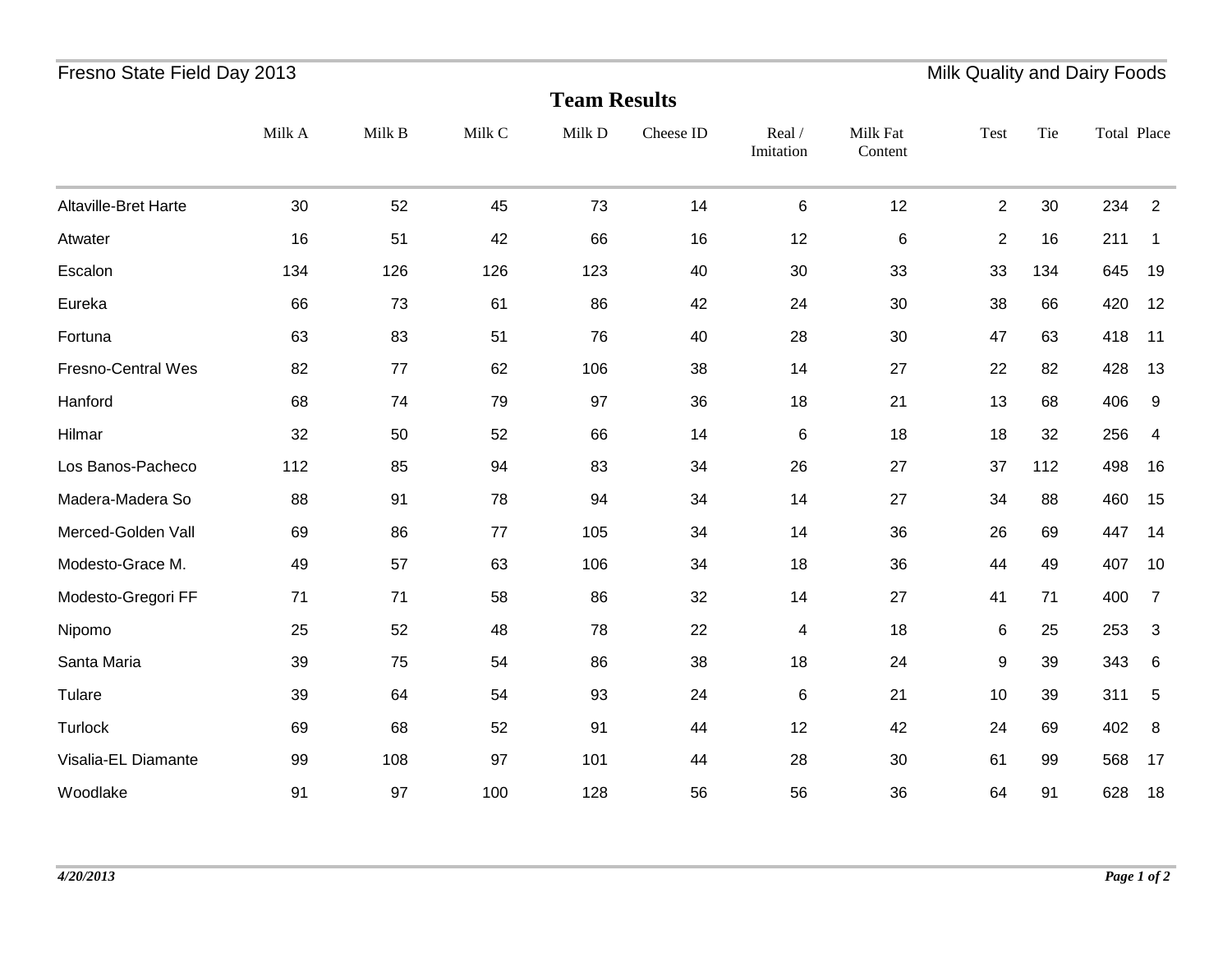Fresno State Field Day 2013

Milk Quality and Dairy Foods

## Team Results

| | Milk A | Milk B | Milk C | Milk D | Cheese ID | Real / Imitation | Milk Fat Content | Test | Tie | Total | Place |
|---|---|---|---|---|---|---|---|---|---|---|---|
| Altaville-Bret Harte | 30 | 52 | 45 | 73 | 14 | 6 | 12 | 2 | 30 | 234 | 2 |
| Atwater | 16 | 51 | 42 | 66 | 16 | 12 | 6 | 2 | 16 | 211 | 1 |
| Escalon | 134 | 126 | 126 | 123 | 40 | 30 | 33 | 33 | 134 | 645 | 19 |
| Eureka | 66 | 73 | 61 | 86 | 42 | 24 | 30 | 38 | 66 | 420 | 12 |
| Fortuna | 63 | 83 | 51 | 76 | 40 | 28 | 30 | 47 | 63 | 418 | 11 |
| Fresno-Central Wes | 82 | 77 | 62 | 106 | 38 | 14 | 27 | 22 | 82 | 428 | 13 |
| Hanford | 68 | 74 | 79 | 97 | 36 | 18 | 21 | 13 | 68 | 406 | 9 |
| Hilmar | 32 | 50 | 52 | 66 | 14 | 6 | 18 | 18 | 32 | 256 | 4 |
| Los Banos-Pacheco | 112 | 85 | 94 | 83 | 34 | 26 | 27 | 37 | 112 | 498 | 16 |
| Madera-Madera So | 88 | 91 | 78 | 94 | 34 | 14 | 27 | 34 | 88 | 460 | 15 |
| Merced-Golden Vall | 69 | 86 | 77 | 105 | 34 | 14 | 36 | 26 | 69 | 447 | 14 |
| Modesto-Grace M. | 49 | 57 | 63 | 106 | 34 | 18 | 36 | 44 | 49 | 407 | 10 |
| Modesto-Gregori FF | 71 | 71 | 58 | 86 | 32 | 14 | 27 | 41 | 71 | 400 | 7 |
| Nipomo | 25 | 52 | 48 | 78 | 22 | 4 | 18 | 6 | 25 | 253 | 3 |
| Santa Maria | 39 | 75 | 54 | 86 | 38 | 18 | 24 | 9 | 39 | 343 | 6 |
| Tulare | 39 | 64 | 54 | 93 | 24 | 6 | 21 | 10 | 39 | 311 | 5 |
| Turlock | 69 | 68 | 52 | 91 | 44 | 12 | 42 | 24 | 69 | 402 | 8 |
| Visalia-EL Diamante | 99 | 108 | 97 | 101 | 44 | 28 | 30 | 61 | 99 | 568 | 17 |
| Woodlake | 91 | 97 | 100 | 128 | 56 | 56 | 36 | 64 | 91 | 628 | 18 |

*4/20/2013*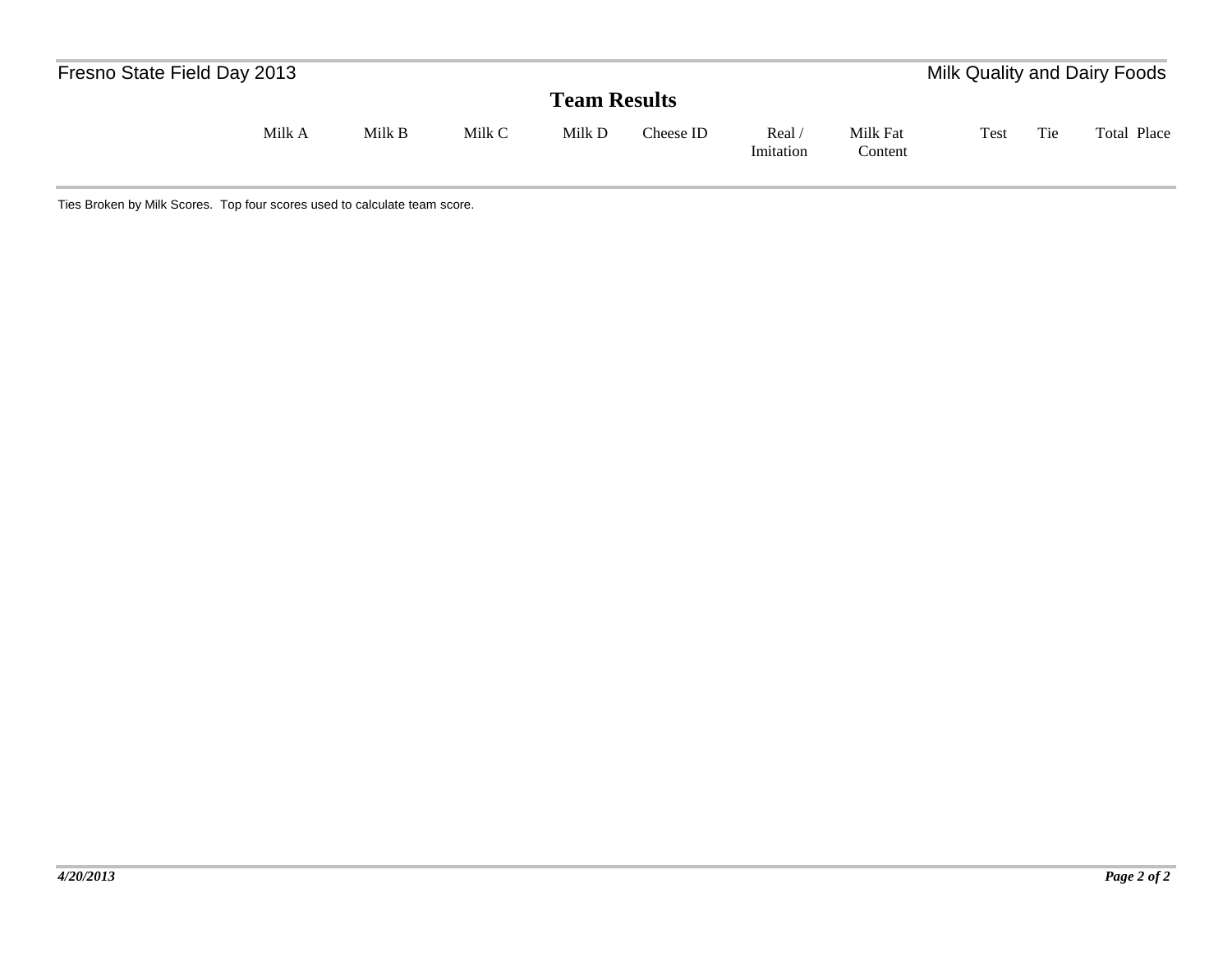## Team Results

| | Milk A | Milk B | Milk C | Milk D | Cheese ID | Real / Imitation | Milk Fat Content | Test | Tie | Total | Place |
|---|---|---|---|---|---|---|---|---|---|---|---|

Ties Broken by Milk Scores. Top four scores used to calculate team score.